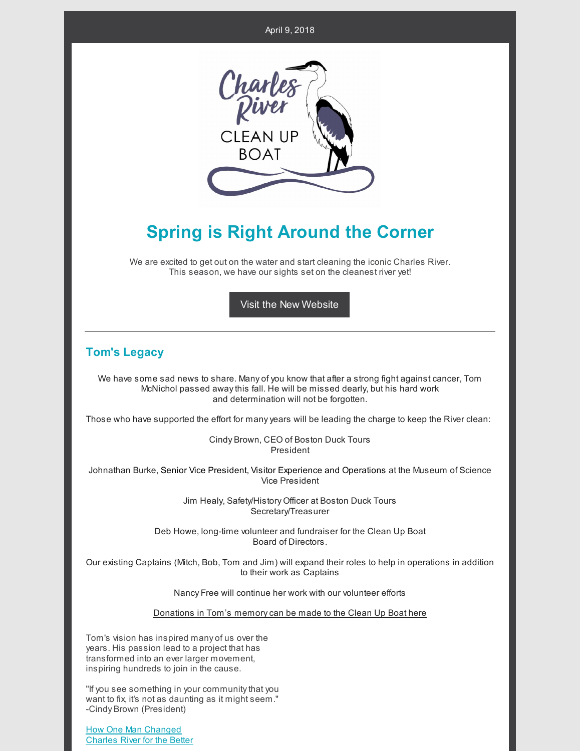April 9, 2018

Charles River CLEAN UP BOAT

# Spring is Right Around the Corner

We are excited to get out on the water and start cleaning the iconic Charles River. This season, we have our sights set on the cleanest river yet!

Visit the New Website

---

## Tom's Legacy

We have some sad news to share. Many of you know that after a strong fight against cancer, Tom McNichol passed away this fall. He will be missed dearly, but his hard work and determination will not be forgotten.

Those who have supported the effort for many years will be leading the charge to keep the River clean:

Cindy Brown, CEO of Boston Duck Tours
President

Johnathan Burke, Senior Vice President, Visitor Experience and Operations at the Museum of Science
Vice President

Jim Healy, Safety/History Officer at Boston Duck Tours
Secretary/Treasurer

Deb Howe, long-time volunteer and fundraiser for the Clean Up Boat
Board of Directors.

Our existing Captains (Mitch, Bob, Tom and Jim) will expand their roles to help in operations in addition to their work as Captains

Nancy Free will continue her work with our volunteer efforts

Donations in Tom's memory can be made to the Clean Up Boat here

Tom's vision has inspired many of us over the years. His passion lead to a project that has transformed into an ever larger movement, inspiring hundreds to join in the cause.

"If you see something in your community that you want to fix, it's not as daunting as it might seem."
-Cindy Brown (President)

How One Man Changed Charles River for the Better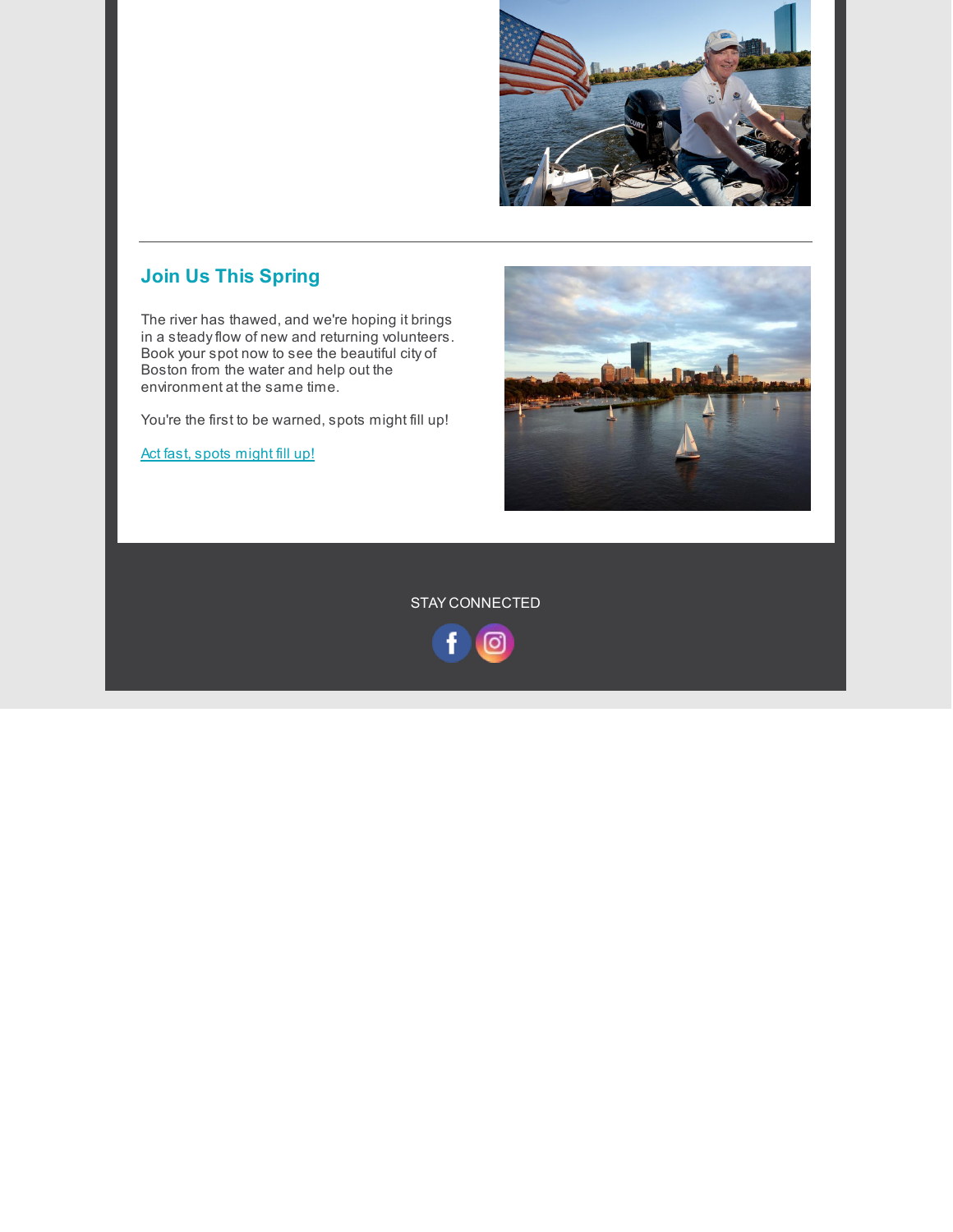## Join Us This Spring

The river has thawed, and we're hoping it brings in a steady flow of new and returning volunteers. Book your spot now to see the beautiful city of Boston from the water and help out the environment at the same time.

You're the first to be warned, spots might fill up!

Act fast, spots might fill up!

STAY CONNECTED